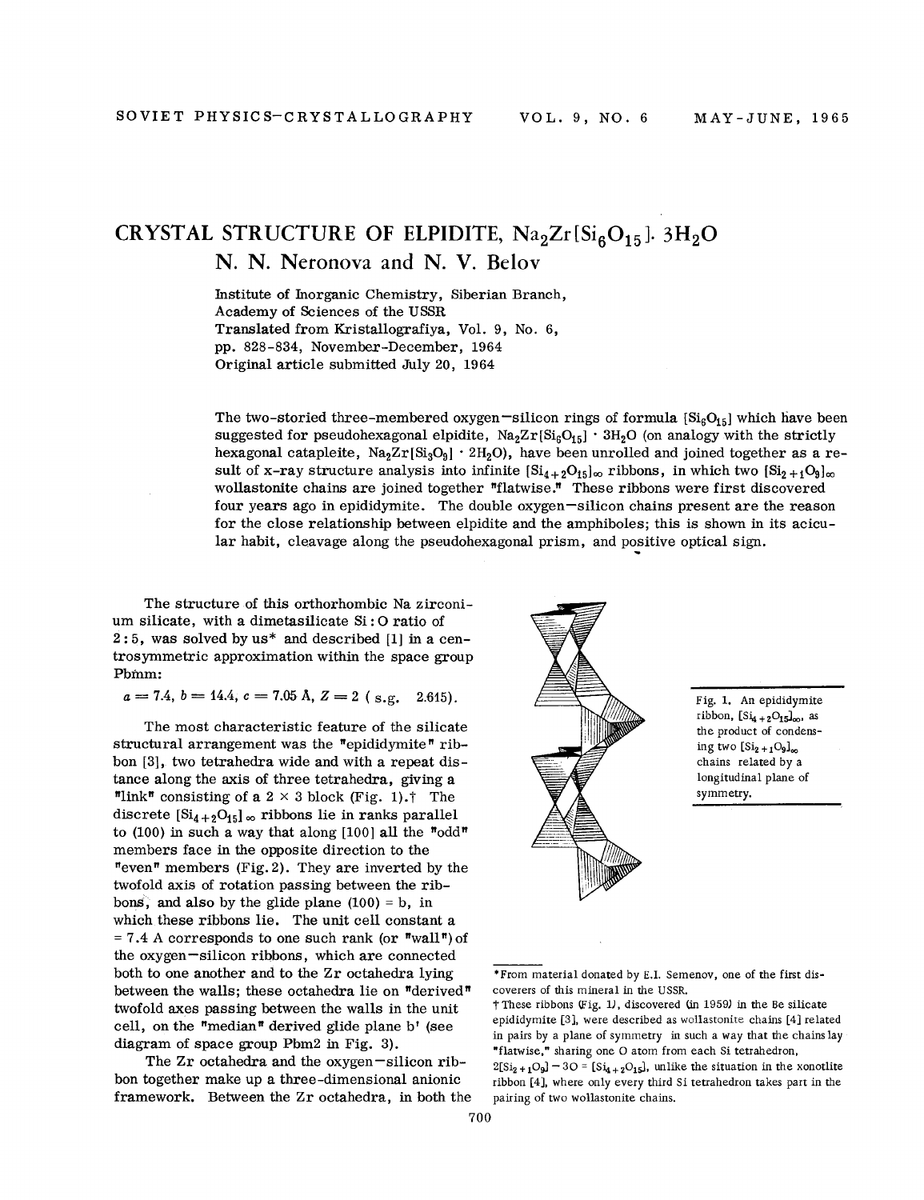# CRYSTAL STRUCTURE OF ELPIDITE, $Na_2Zr[Si_6O_{15}]\cdot 3H_2O$

**N. N. Neronova and N. V. Belov**

Institute of Inorganic Chemistry, Siberian Branch,
Academy of Sciences of the USSR
Translated from Kristallografiya, Vol. 9, No. 6,
pp. 828-834, November-December, 1964
Original article submitted July 20, 1964

The two-storied three-membered oxygen–silicon rings of formula $[Si_6O_{15}]$ which have been suggested for pseudohexagonal elpidite, $Na_2Zr[Si_6O_{15}]\cdot 3H_2O$ (on analogy with the strictly hexagonal catapleite, $Na_2Zr[Si_3O_9]\cdot 2H_2O$), have been unrolled and joined together as a result of x-ray structure analysis into infinite $[Si_{4+2}O_{15}]_\infty$ ribbons, in which two $[Si_{2+1}O_9]_\infty$ wollastonite chains are joined together "flatwise." These ribbons were first discovered four years ago in epididymite. The double oxygen–silicon chains present are the reason for the close relationship between elpidite and the amphiboles; this is shown in its acicular habit, cleavage along the pseudohexagonal prism, and positive optical sign.

The structure of this orthorhombic Na zirconium silicate, with a dimetasilicate Si : O ratio of 2 : 5, was solved by us* and described [1] in a centrosymmetric approximation within the space group Pbmm:

$a = 7.4$, $b = 14.4$, $c = 7.05$ A, $Z = 2$ ( s.g. 2.615).

The most characteristic feature of the silicate structural arrangement was the "epididymite" ribbon [3], two tetrahedra wide and with a repeat distance along the axis of three tetrahedra, giving a "link" consisting of a 2 × 3 block (Fig. 1).† The discrete $[Si_{4+2}O_{15}]_\infty$ ribbons lie in ranks parallel to (100) in such a way that along [100] all the "odd" members face in the opposite direction to the "even" members (Fig. 2). They are inverted by the twofold axis of rotation passing between the ribbons, and also by the glide plane (100) = b, in which these ribbons lie. The unit cell constant a = 7.4 A corresponds to one such rank (or "wall") of the oxygen–silicon ribbons, which are connected both to one another and to the Zr octahedra lying between the walls; these octahedra lie on "derived" twofold axes passing between the walls in the unit cell, on the "median" derived glide plane b' (see diagram of space group Pbm2 in Fig. 3).

The Zr octahedra and the oxygen–silicon ribbon together make up a three-dimensional anionic framework. Between the Zr octahedra, in both the

Fig. 1. An epididymite ribbon, $[Si_{4+2}O_{15}]_\infty$, as the product of condensing two $[Si_{2+1}O_9]_\infty$ chains related by a longitudinal plane of symmetry.

*From material donated by E.I. Semenov, one of the first discoverers of this mineral in the USSR.

†These ribbons (Fig. 1), discovered (in 1959) in the Be silicate epididymite [3], were described as wollastonite chains [4] related in pairs by a plane of symmetry in such a way that the chains lay "flatwise," sharing one O atom from each Si tetrahedron, $2[Si_{2+1}O_9] - 3O = [Si_{4+2}O_{15}]$, unlike the situation in the xonotlite ribbon [4], where only every third Si tetrahedron takes part in the pairing of two wollastonite chains.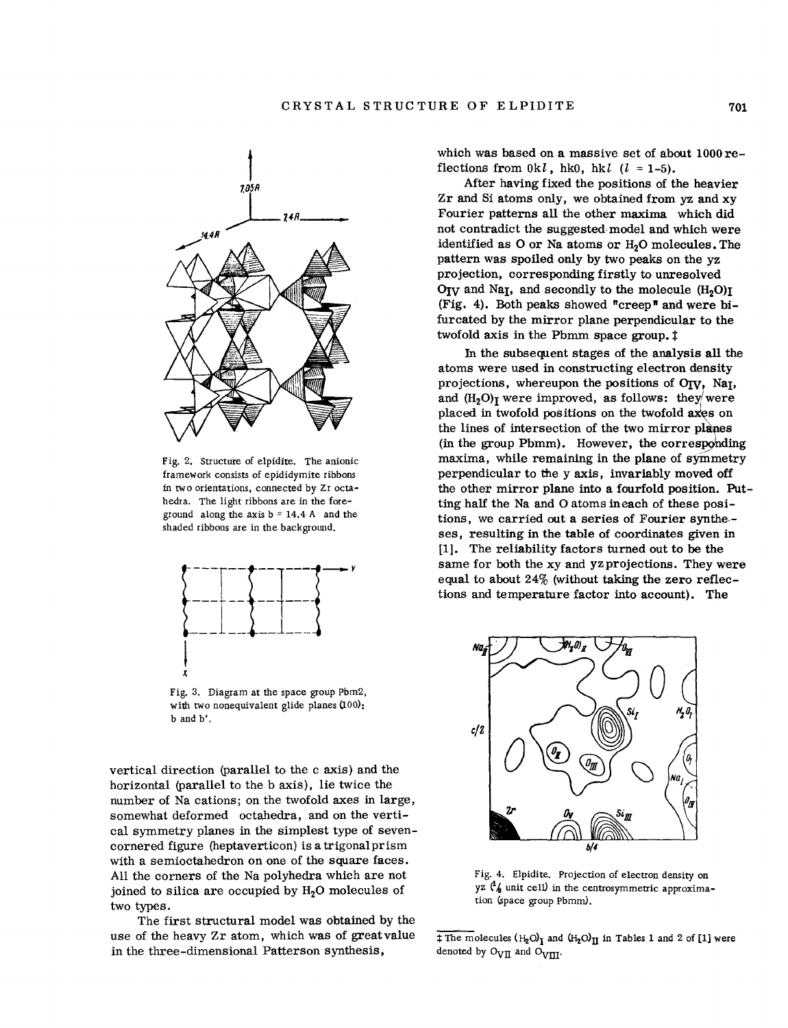Fig. 2. Structure of elpidite. The anionic framework consists of epididymite ribbons in two orientations, connected by Zr octahedra. The light ribbons are in the foreground along the axis b = 14.4 A and the shaded ribbons are in the background.

Fig. 3. Diagram at the space group Pbm2, with two nonequivalent glide planes (100): b and b'.

vertical direction (parallel to the c axis) and the horizontal (parallel to the b axis), lie twice the number of Na cations; on the twofold axes in large, somewhat deformed octahedra, and on the vertical symmetry planes in the simplest type of seven-cornered figure (heptaverticon) is a trigonal prism with a semioctahedron on one of the square faces. All the corners of the Na polyhedra which are not joined to silica are occupied by $H_2O$ molecules of two types.

The first structural model was obtained by the use of the heavy Zr atom, which was of great value in the three-dimensional Patterson synthesis, which was based on a massive set of about 1000 reflections from $0kl$, $hk0$, $hkl$ ($l$ = 1-5).

After having fixed the positions of the heavier Zr and Si atoms only, we obtained from yz and xy Fourier patterns all the other maxima which did not contradict the suggested model and which were identified as O or Na atoms or $H_2O$ molecules. The pattern was spoiled only by two peaks on the yz projection, corresponding firstly to unresolved $O_{IV}$ and $Na_I$, and secondly to the molecule $(H_2O)_I$ (Fig. 4). Both peaks showed "creep" and were bifurcated by the mirror plane perpendicular to the twofold axis in the Pbmm space group. ‡

In the subsequent stages of the analysis all the atoms were used in constructing electron density projections, whereupon the positions of $O_{IV}$, $Na_I$, and $(H_2O)_I$ were improved, as follows: they were placed in twofold positions on the twofold axes on the lines of intersection of the two mirror planes (in the group Pbmm). However, the corresponding maxima, while remaining in the plane of symmetry perpendicular to the y axis, invariably moved off the other mirror plane into a fourfold position. Putting half the Na and O atoms in each of these positions, we carried out a series of Fourier syntheses, resulting in the table of coordinates given in [1]. The reliability factors turned out to be the same for both the xy and yz projections. They were equal to about 24% (without taking the zero reflections and temperature factor into account). The

Fig. 4. Elpidite. Projection of electron density on yz (¼ unit cell) in the centrosymmetric approximation (space group Pbmm).

‡ The molecules $(H_2O)_I$ and $(H_2O)_{II}$ in Tables 1 and 2 of [1] were denoted by $O_{VII}$ and $O_{VIII}$.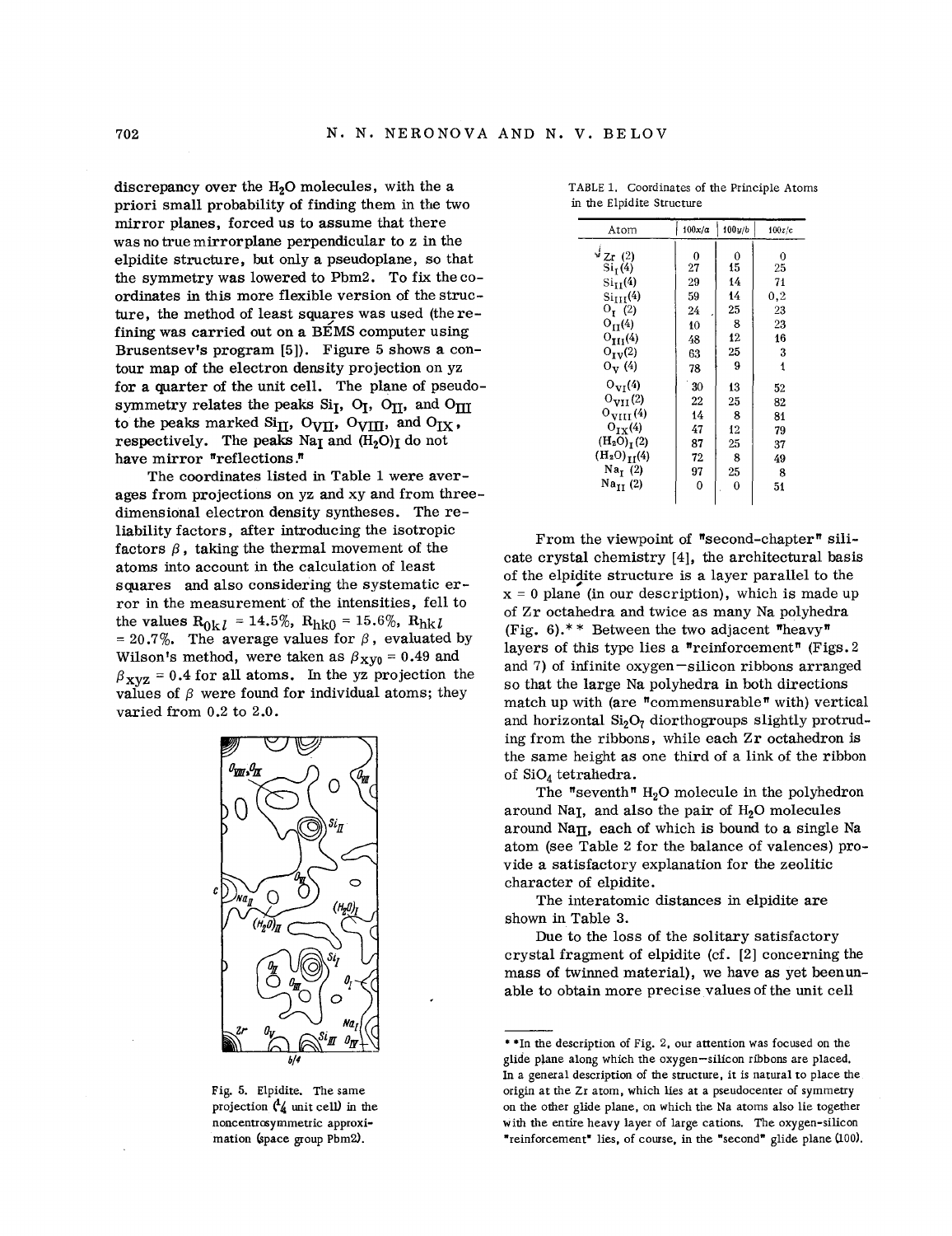discrepancy over the $H_2O$ molecules, with the a priori small probability of finding them in the two mirror planes, forced us to assume that there was no true mirror plane perpendicular to z in the elpidite structure, but only a pseudoplane, so that the symmetry was lowered to Pbm2. To fix the coordinates in this more flexible version of the structure, the method of least squares was used (the refining was carried out on a BÉMS computer using Brusentsev's program [5]). Figure 5 shows a contour map of the electron density projection on yz for a quarter of the unit cell. The plane of pseudosymmetry relates the peaks $Si_I$, $O_I$, $O_{II}$, and $O_{III}$ to the peaks marked $Si_{II}$, $O_{VII}$, $O_{VIII}$, and $O_{IX}$, respectively. The peaks $Na_I$ and $(H_2O)_I$ do not have mirror "reflections."

The coordinates listed in Table 1 were averages from projections on yz and xy and from three-dimensional electron density syntheses. The reliability factors, after introducing the isotropic factors $\beta$, taking the thermal movement of the atoms into account in the calculation of least squares and also considering the systematic error in the measurement of the intensities, fell to the values $R_{0kl}$ = 14.5%, $R_{hk0}$ = 15.6%, $R_{hkl}$ = 20.7%. The average values for $\beta$, evaluated by Wilson's method, were taken as $\beta_{xy0}$ = 0.49 and $\beta_{xyz}$ = 0.4 for all atoms. In the yz projection the values of $\beta$ were found for individual atoms; they varied from 0.2 to 2.0.

Fig. 5. Elpidite. The same projection (¼ unit cell) in the noncentrosymmetric approximation (space group Pbm2).

TABLE 1. Coordinates of the Principle Atoms in the Elpidite Structure

| Atom | 100x/a | 100y/b | 100z/c |
|---|---|---|---|
| Zr (2) | 0 | 0 | 0 |
| $Si_I$(4) | 27 | 15 | 25 |
| $Si_{II}$(4) | 29 | 14 | 71 |
| $Si_{III}$(4) | 59 | 14 | 0,2 |
| $O_I$ (2) | 24 | 25 | 23 |
| $O_{II}$(4) | 10 | 8 | 23 |
| $O_{III}$(4) | 48 | 12 | 16 |
| $O_{IV}$(2) | 63 | 25 | 3 |
| $O_V$ (4) | 78 | 9 | 1 |
| $O_{VI}$(4) | 30 | 13 | 52 |
| $O_{VII}$(2) | 22 | 25 | 82 |
| $O_{VIII}$(4) | 14 | 8 | 81 |
| $O_{IX}$(4) | 47 | 12 | 79 |
| $(H_2O)_I$(2) | 87 | 25 | 37 |
| $(H_2O)_{II}$(4) | 72 | 8 | 49 |
| $Na_I$ (2) | 97 | 25 | 8 |
| $Na_{II}$ (2) | 0 | 0 | 51 |

From the viewpoint of "second-chapter" silicate crystal chemistry [4], the architectural basis of the elpidite structure is a layer parallel to the x = 0 plane (in our description), which is made up of Zr octahedra and twice as many Na polyhedra (Fig. 6).** Between the two adjacent "heavy" layers of this type lies a "reinforcement" (Figs. 2 and 7) of infinite oxygen–silicon ribbons arranged so that the large Na polyhedra in both directions match up with (are "commensurable" with) vertical and horizontal $Si_2O_7$ diorthogroups slightly protruding from the ribbons, while each Zr octahedron is the same height as one third of a link of the ribbon of $SiO_4$ tetrahedra.

The "seventh" $H_2O$ molecule in the polyhedron around $Na_I$, and also the pair of $H_2O$ molecules around $Na_{II}$, each of which is bound to a single Na atom (see Table 2 for the balance of valences) provide a satisfactory explanation for the zeolitic character of elpidite.

The interatomic distances in elpidite are shown in Table 3.

Due to the loss of the solitary satisfactory crystal fragment of elpidite (cf. [2] concerning the mass of twinned material), we have as yet been unable to obtain more precise values of the unit cell

** In the description of Fig. 2, our attention was focused on the glide plane along which the oxygen–silicon ribbons are placed. In a general description of the structure, it is natural to place the origin at the Zr atom, which lies at a pseudocenter of symmetry on the other glide plane, on which the Na atoms also lie together with the entire heavy layer of large cations. The oxygen-silicon "reinforcement" lies, of course, in the "second" glide plane (100).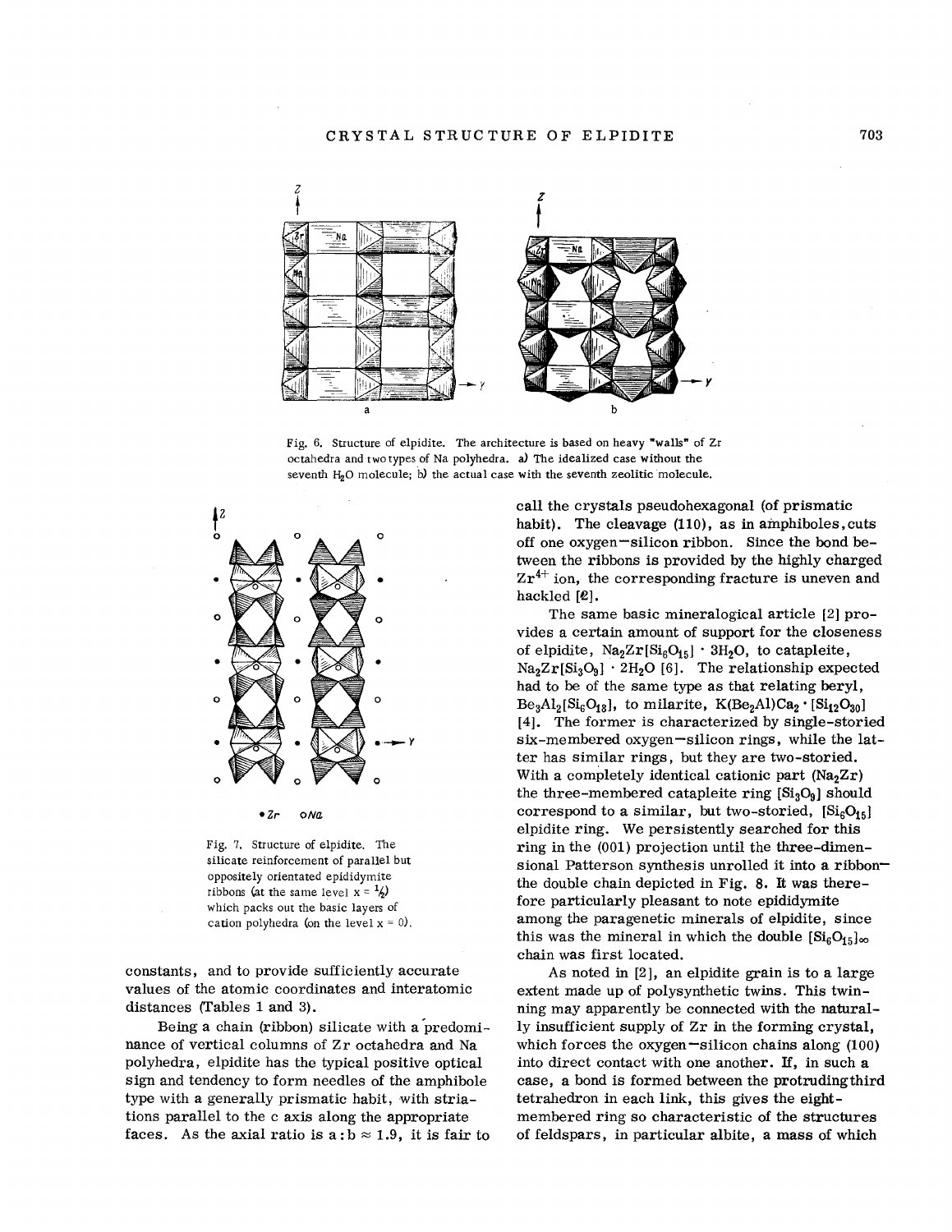Fig. 6. Structure of elpidite. The architecture is based on heavy "walls" of Zr octahedra and two types of Na polyhedra. a) The idealized case without the seventh $H_2O$ molecule; b) the actual case with the seventh zeolitic molecule.

Fig. 7. Structure of elpidite. The silicate reinforcement of parallel but oppositely orientated epididymite ribbons (at the same level $x = 1/2$) which packs out the basic layers of cation polyhedra (on the level $x = 0$).

constants, and to provide sufficiently accurate values of the atomic coordinates and interatomic distances (Tables 1 and 3).

Being a chain (ribbon) silicate with a predominance of vertical columns of Zr octahedra and Na polyhedra, elpidite has the typical positive optical sign and tendency to form needles of the amphibole type with a generally prismatic habit, with striations parallel to the c axis along the appropriate faces. As the axial ratio is $a:b \approx 1.9$, it is fair to call the crystals pseudohexagonal (of prismatic habit). The cleavage (110), as in amphiboles, cuts off one oxygen–silicon ribbon. Since the bond between the ribbons is provided by the highly charged $Zr^{4+}$ ion, the corresponding fracture is uneven and hackled [2].

The same basic mineralogical article [2] provides a certain amount of support for the closeness of elpidite, $Na_2Zr[Si_6O_{15}] \cdot 3H_2O$, to catapleite, $Na_2Zr[Si_3O_9] \cdot 2H_2O$ [6]. The relationship expected had to be of the same type as that relating beryl, $Be_3Al_2[Si_6O_{18}]$, to milarite, $K(Be_2Al)Ca_2 \cdot [Si_{12}O_{30}]$ [4]. The former is characterized by single-storied six-membered oxygen–silicon rings, while the latter has similar rings, but they are two-storied. With a completely identical cationic part ($Na_2Zr$) the three-membered catapleite ring $[Si_3O_9]$ should correspond to a similar, but two-storied, $[Si_6O_{15}]$ elpidite ring. We persistently searched for this ring in the (001) projection until the three-dimensional Patterson synthesis unrolled it into a ribbon—the double chain depicted in Fig. 8. It was therefore particularly pleasant to note epididymite among the paragenetic minerals of elpidite, since this was the mineral in which the double $[Si_6O_{15}]_\infty$ chain was first located.

As noted in [2], an elpidite grain is to a large extent made up of polysynthetic twins. This twinning may apparently be connected with the naturally insufficient supply of Zr in the forming crystal, which forces the oxygen–silicon chains along (100) into direct contact with one another. If, in such a case, a bond is formed between the protruding third tetrahedron in each link, this gives the eight-membered ring so characteristic of the structures of feldspars, in particular albite, a mass of which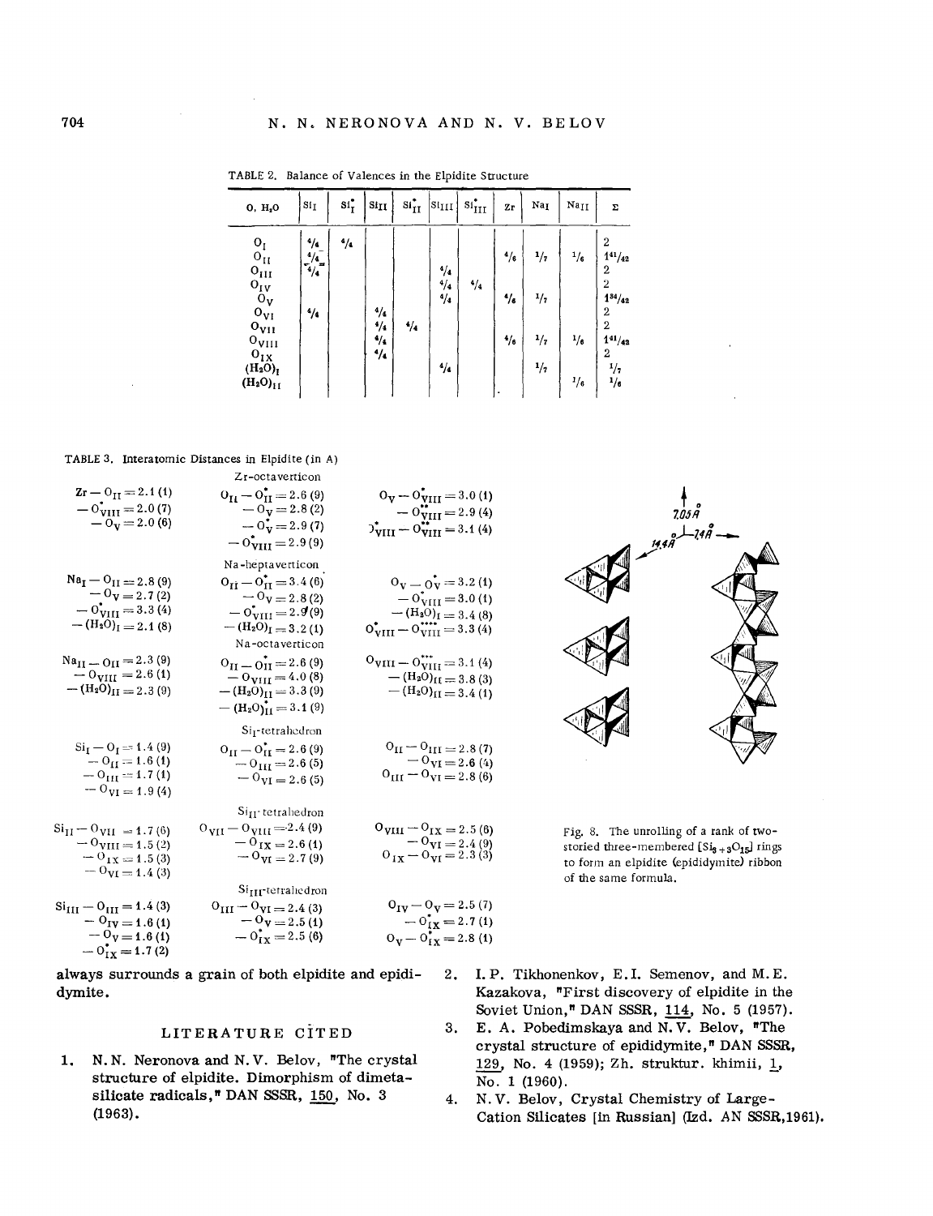TABLE 2. Balance of Valences in the Elpidite Structure

| O, $H_2O$ | $Si_I$ | $Si_I^*$ | $Si_{II}$ | $Si_{II}^*$ | $Si_{III}$ | $Si_{III}^*$ | Zr | $Na_I$ | $Na_{II}$ | Σ |
|---|---|---|---|---|---|---|---|---|---|---|
| $O_I$ | 4/4 | 4/4 | | | | | | | | 2 |
| $O_{II}$ | 4/4 | | | | | | 4/6 | 1/7 | 1/6 | 1 41/42 |
| $O_{III}$ | 4/4 | | | | 4/4 | | | | | 2 |
| $O_{IV}$ | | | | | 4/4 | 4/4 | | | | 2 |
| $O_V$ | | | | | 4/4 | | 4/6 | 1/7 | | 1 34/42 |
| $O_{VI}$ | 4/4 | | 4/4 | | | | | | | 2 |
| $O_{VII}$ | | | 4/4 | 4/4 | | | | | | 2 |
| $O_{VIII}$ | | | 4/4 | | | | 4/6 | 1/7 | 1/6 | 1 41/42 |
| $O_{IX}$ | | | 4/4 | | 4/4 | | | | | 2 |
| $(H_2O)_I$ | | | | | | | | 1/7 | | 1/7 |
| $(H_2O)_{II}$ | | | | | | | | | 1/6 | 1/6 |

TABLE 3. Interatomic Distances in Elpidite (in A)

| Cation–O | O–O | O–O |
|---|---|---|
| **Zr-octavertices** | | |
| $Zr - O_{II} = 2.1\,(1)$ | $O_{II} - O_{II}^* = 2.6\,(9)$ | $O_V - O_{VIII}^{*} = 3.0\,(1)$ |
| $- O_{VIII}^* = 2.0\,(7)$ | $- O_V = 2.8\,(2)$ | $- O_{VIII}^{**} = 2.9\,(4)$ |
| $- O_V = 2.0\,(6)$ | $- O_V^* = 2.9\,(7)$ | $O_{VIII}^* - O_{VIII}^{**} = 3.1\,(4)$ |
| | $- O_{VIII}^* = 2.9\,(9)$ | |
| **Na-heptavertices** | | |
| $Na_I - O_{II} = 2.8\,(9)$ | $O_{II} - O_{II}^* = 3.4\,(6)$ | $O_V - O_V^* = 3.2\,(1)$ |
| $- O_V = 2.7\,(2)$ | $- O_V = 2.8\,(2)$ | $- O_{VIII}^* = 3.0\,(1)$ |
| $- O_{VIII}^* = 3.3\,(4)$ | $- O_{VIII}^* = 2.9\,(9)$ | $- (H_2O)_I = 3.4\,(8)$ |
| $- (H_2O)_I = 2.1\,(8)$ | $- (H_2O)_I = 3.2\,(1)$ | $O_{VIII}^* - O_{VIII}^{****} = 3.3\,(4)$ |
| **Na-octavertices** | | |
| $Na_{II} - O_{II} = 2.3\,(9)$ | $O_{II} - O_{II}^* = 2.6\,(9)$ | $O_{VIII} - O_{VIII}^{***} = 3.1\,(4)$ |
| $- O_{VIII} = 2.6\,(1)$ | $- O_{VIII} = 4.0\,(8)$ | $- (H_2O)_{II} = 3.8\,(3)$ |
| $- (H_2O)_{II} = 2.3\,(9)$ | $- (H_2O)_{II} = 3.3\,(9)$ | $- (H_2O)_{II} = 3.4\,(1)$ |
| | $- (H_2O)_{II}^* = 3.1\,(9)$ | |
| **$Si_I$-tetrahedron** | | |
| $Si_I - O_I = 1.4\,(9)$ | $O_{II} - O_{II}^* = 2.6\,(9)$ | $O_{II} - O_{III} = 2.8\,(7)$ |
| $- O_{II} = 1.6\,(1)$ | $- O_{III} = 2.6\,(5)$ | $- O_{VI} = 2.6\,(4)$ |
| $- O_{III} = 1.7\,(1)$ | $- O_{VI} = 2.6\,(5)$ | $O_{III} - O_{VI} = 2.8\,(6)$ |
| $- O_{VI} = 1.9\,(4)$ | | |
| **$Si_{II}$-tetrahedron** | | |
| $Si_{II} - O_{VII} = 1.7\,(6)$ | $O_{VII} - O_{VIII} = 2.4\,(9)$ | $O_{VIII} - O_{IX} = 2.5\,(6)$ |
| $- O_{VIII} = 1.5\,(2)$ | $- O_{IX} = 2.6\,(1)$ | $- O_{VI} = 2.4\,(9)$ |
| $- O_{IX} = 1.5\,(3)$ | $- O_{VI} = 2.7\,(9)$ | $O_{IX} - O_{VI} = 2.3\,(3)$ |
| $- O_{VI} = 1.4\,(3)$ | | |
| **$Si_{III}$-tetrahedron** | | |
| $Si_{III} - O_{III} = 1.4\,(3)$ | $O_{III} - O_{VI} = 2.4\,(3)$ | $O_{IV} - O_V = 2.5\,(7)$ |
| $- O_{IV} = 1.6\,(1)$ | $- O_V = 2.5\,(1)$ | $- O_{IX}^* = 2.7\,(1)$ |
| $- O_V = 1.6\,(1)$ | $- O_{IX}^* = 2.5\,(6)$ | $O_V - O_{IX}^* = 2.8\,(1)$ |
| $- O_{IX}^* = 1.7\,(2)$ | | |

Fig. 8. The unrolling of a rank of two-storied three-membered $[Si_{3+3}O_{15}]$ rings to form an elpidite (epididymite) ribbon of the same formula.

always surrounds a grain of both elpidite and epididymite.

## LITERATURE CITED

1. N. N. Neronova and N. V. Belov, "The crystal structure of elpidite. Dimorphism of dimetasilicate radicals," DAN SSSR, 150, No. 3 (1963).
2. I. P. Tikhonenkov, E. I. Semenov, and M. E. Kazakova, "First discovery of elpidite in the Soviet Union," DAN SSSR, 114, No. 5 (1957).
3. E. A. Pobedimskaya and N. V. Belov, "The crystal structure of epididymite," DAN SSSR, 129, No. 4 (1959); Zh. struktur. khimii, 1, No. 1 (1960).
4. N. V. Belov, Crystal Chemistry of Large-Cation Silicates [in Russian] (Izd. AN SSSR, 1961).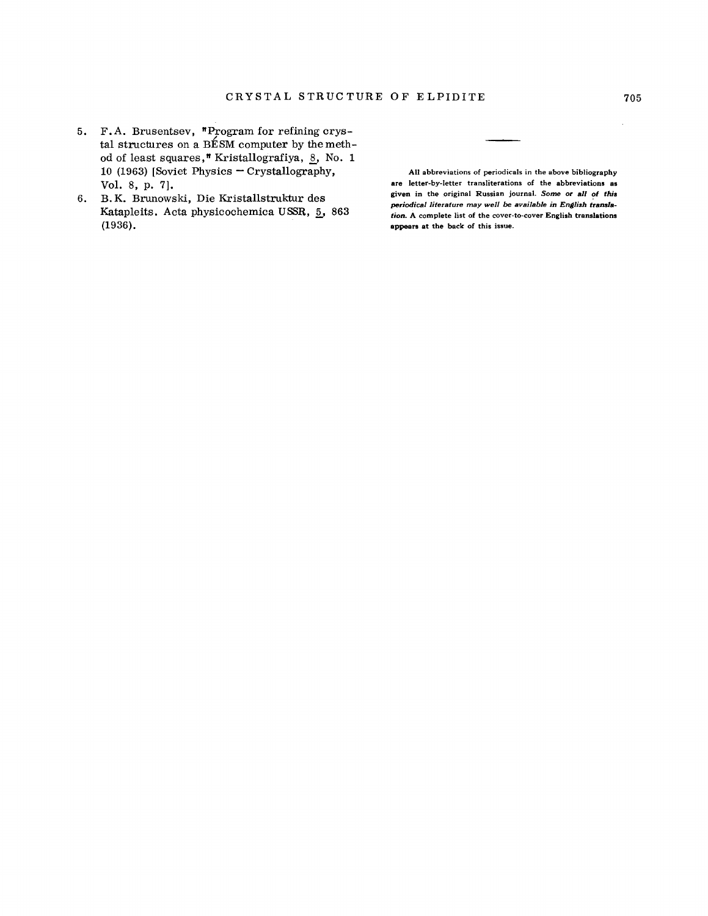5. F.A. Brusentsev, "Program for refining crystal structures on a BÉSM computer by the method of least squares," Kristallografiya, 8, No. 1 10 (1963) [Soviet Physics — Crystallography, Vol. 8, p. 7].
6. B.K. Brunowski, Die Kristallstruktur des Katapleits. Acta physicochemica USSR, 5, 863 (1936).

---

All abbreviations of periodicals in the above bibliography are letter-by-letter transliterations of the abbreviations as given in the original Russian journal. *Some or all of this periodical literature may well be available in English translation.* A complete list of the cover-to-cover English translations appears at the back of this issue.